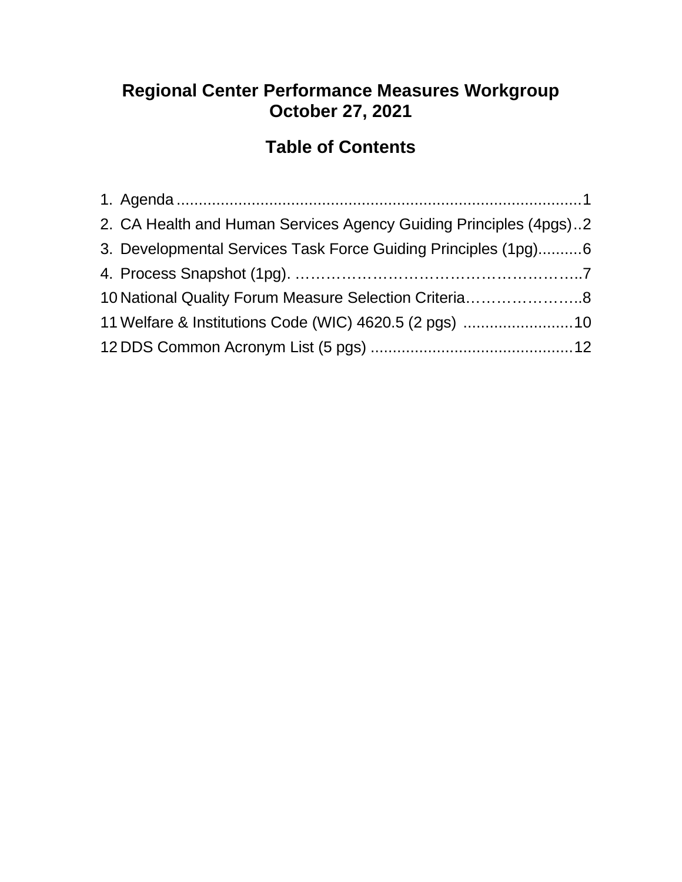# Regional Center Performance Measures Workgroup
# October 27, 2021

## Table of Contents

1. Agenda .......................................................................................... 1
2. CA Health and Human Services Agency Guiding Principles (4pgs) .. 2
3. Developmental Services Task Force Guiding Principles (1pg) .......... 6
4. Process Snapshot (1pg). ………………………………………………….. 7

10 National Quality Forum Measure Selection Criteria………………….. 8

11 Welfare & Institutions Code (WIC) 4620.5 (2 pgs) ......................... 10

12 DDS Common Acronym List (5 pgs) ............................................. 12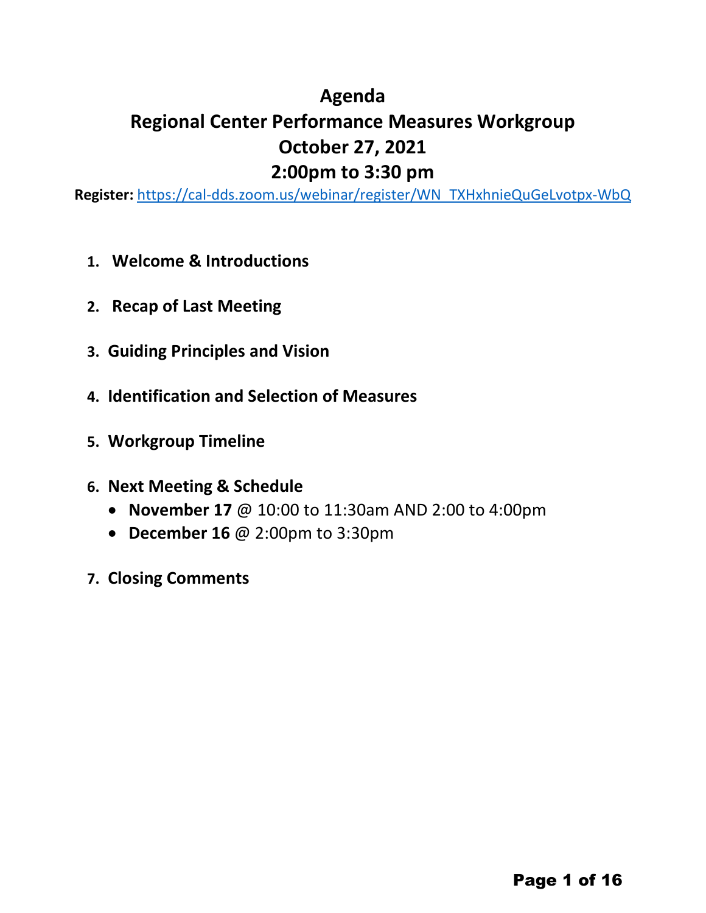# Agenda

# Regional Center Performance Measures Workgroup

# October 27, 2021

# 2:00pm to 3:30 pm

**Register:** [https://cal-dds.zoom.us/webinar/register/WN_TXHxhnieQuGeLvotpx-WbQ](https://cal-dds.zoom.us/webinar/register/WN_TXHxhnieQuGeLvotpx-WbQ)

1. **Welcome & Introductions**
2. **Recap of Last Meeting**
3. **Guiding Principles and Vision**
4. **Identification and Selection of Measures**
5. **Workgroup Timeline**
6. **Next Meeting & Schedule**
   - **November 17** @ 10:00 to 11:30am AND 2:00 to 4:00pm
   - **December 16** @ 2:00pm to 3:30pm
7. **Closing Comments**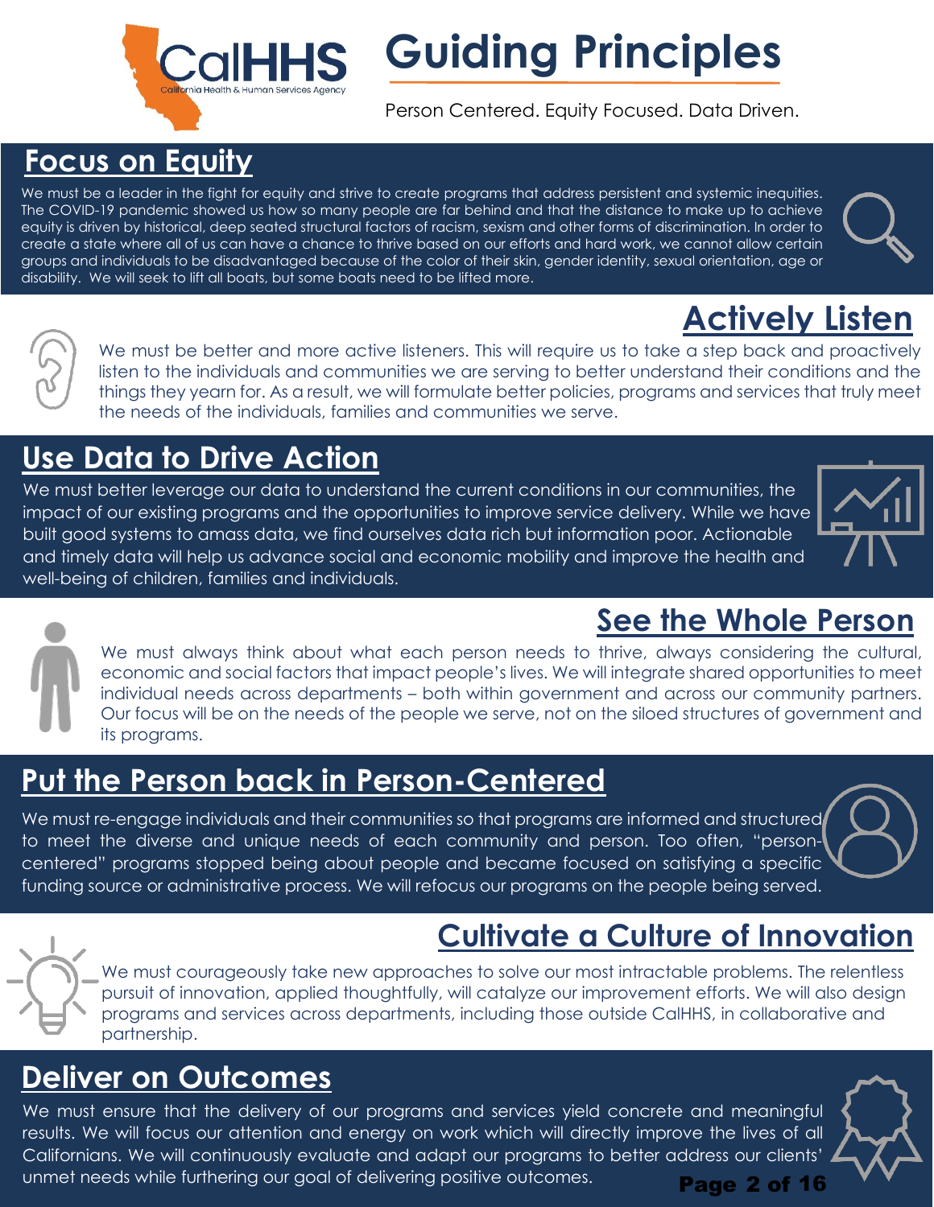# Guiding Principles

Person Centered. Equity Focused. Data Driven.

## Focus on Equity

We must be a leader in the fight for equity and strive to create programs that address persistent and systemic inequities. The COVID-19 pandemic showed us how so many people are far behind and that the distance to make up to achieve equity is driven by historical, deep seated structural factors of racism, sexism and other forms of discrimination. In order to create a state where all of us can have a chance to thrive based on our efforts and hard work, we cannot allow certain groups and individuals to be disadvantaged because of the color of their skin, gender identity, sexual orientation, age or disability. We will seek to lift all boats, but some boats need to be lifted more.

## Actively Listen

We must be better and more active listeners. This will require us to take a step back and proactively listen to the individuals and communities we are serving to better understand their conditions and the things they yearn for. As a result, we will formulate better policies, programs and services that truly meet the needs of the individuals, families and communities we serve.

## Use Data to Drive Action

We must better leverage our data to understand the current conditions in our communities, the impact of our existing programs and the opportunities to improve service delivery. While we have built good systems to amass data, we find ourselves data rich but information poor. Actionable and timely data will help us advance social and economic mobility and improve the health and well-being of children, families and individuals.

## See the Whole Person

We must always think about what each person needs to thrive, always considering the cultural, economic and social factors that impact people's lives. We will integrate shared opportunities to meet individual needs across departments – both within government and across our community partners. Our focus will be on the needs of the people we serve, not on the siloed structures of government and its programs.

## Put the Person back in Person-Centered

We must re-engage individuals and their communities so that programs are informed and structured to meet the diverse and unique needs of each community and person. Too often, "person-centered" programs stopped being about people and became focused on satisfying a specific funding source or administrative process. We will refocus our programs on the people being served.

## Cultivate a Culture of Innovation

We must courageously take new approaches to solve our most intractable problems. The relentless pursuit of innovation, applied thoughtfully, will catalyze our improvement efforts. We will also design programs and services across departments, including those outside CalHHS, in collaborative and partnership.

## Deliver on Outcomes

We must ensure that the delivery of our programs and services yield concrete and meaningful results. We will focus our attention and energy on work which will directly improve the lives of all Californians. We will continuously evaluate and adapt our programs to better address our clients' unmet needs while furthering our goal of delivering positive outcomes.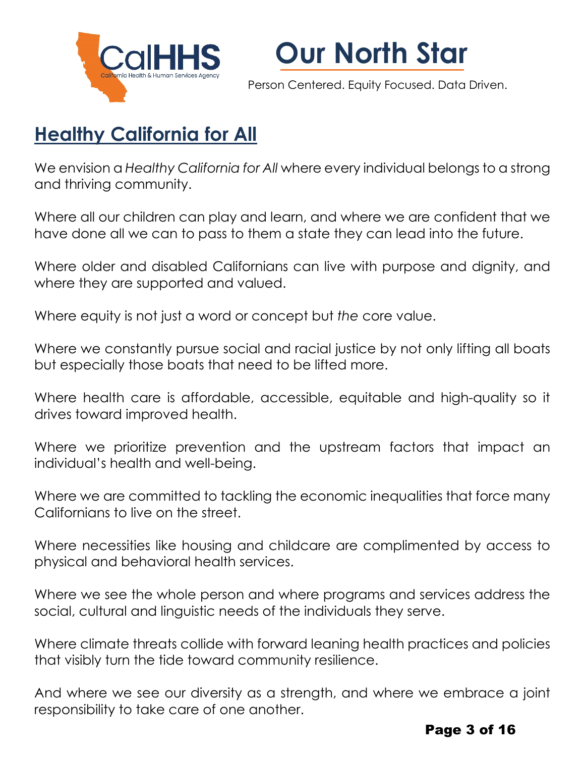# Our North Star

Person Centered. Equity Focused. Data Driven.

## Healthy California for All

We envision a *Healthy California for All* where every individual belongs to a strong and thriving community.

Where all our children can play and learn, and where we are confident that we have done all we can to pass to them a state they can lead into the future.

Where older and disabled Californians can live with purpose and dignity, and where they are supported and valued.

Where equity is not just a word or concept but *the* core value.

Where we constantly pursue social and racial justice by not only lifting all boats but especially those boats that need to be lifted more.

Where health care is affordable, accessible, equitable and high-quality so it drives toward improved health.

Where we prioritize prevention and the upstream factors that impact an individual's health and well-being.

Where we are committed to tackling the economic inequalities that force many Californians to live on the street.

Where necessities like housing and childcare are complimented by access to physical and behavioral health services.

Where we see the whole person and where programs and services address the social, cultural and linguistic needs of the individuals they serve.

Where climate threats collide with forward leaning health practices and policies that visibly turn the tide toward community resilience.

And where we see our diversity as a strength, and where we embrace a joint responsibility to take care of one another.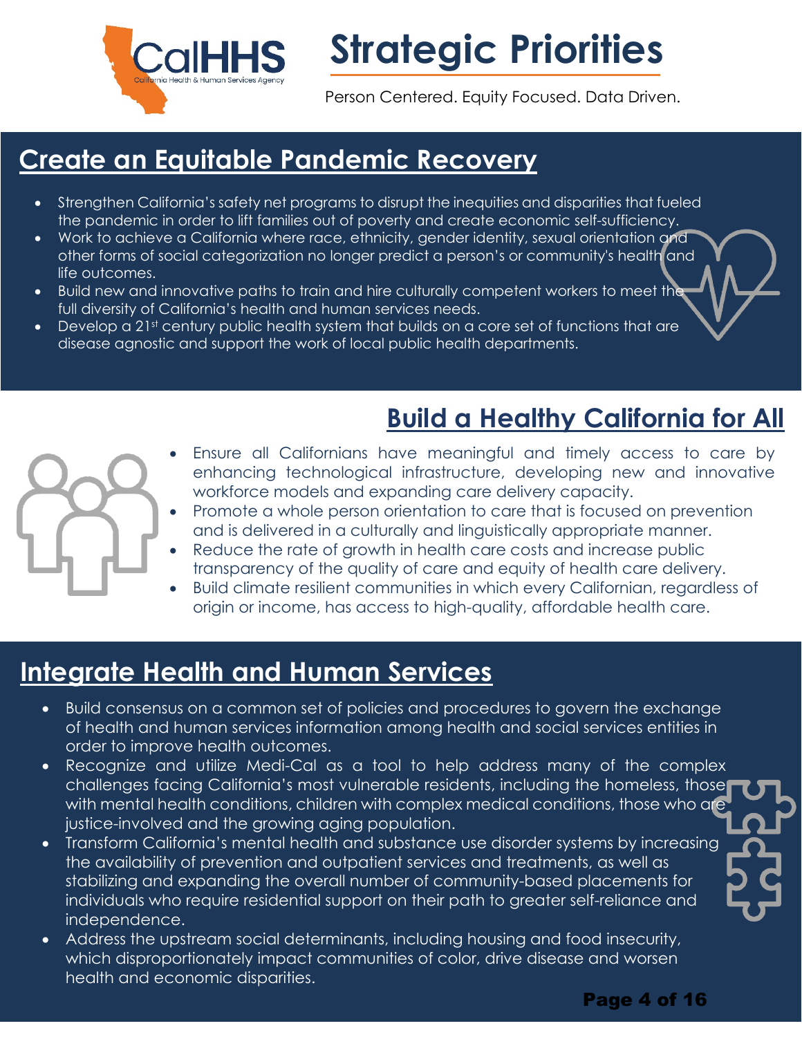# Strategic Priorities

Person Centered. Equity Focused. Data Driven.

## Create an Equitable Pandemic Recovery

- Strengthen California's safety net programs to disrupt the inequities and disparities that fueled the pandemic in order to lift families out of poverty and create economic self-sufficiency.
- Work to achieve a California where race, ethnicity, gender identity, sexual orientation and other forms of social categorization no longer predict a person's or community's health and life outcomes.
- Build new and innovative paths to train and hire culturally competent workers to meet the full diversity of California's health and human services needs.
- Develop a 21st century public health system that builds on a core set of functions that are disease agnostic and support the work of local public health departments.

## Build a Healthy California for All

- Ensure all Californians have meaningful and timely access to care by enhancing technological infrastructure, developing new and innovative workforce models and expanding care delivery capacity.
- Promote a whole person orientation to care that is focused on prevention and is delivered in a culturally and linguistically appropriate manner.
- Reduce the rate of growth in health care costs and increase public transparency of the quality of care and equity of health care delivery.
- Build climate resilient communities in which every Californian, regardless of origin or income, has access to high-quality, affordable health care.

## Integrate Health and Human Services

- Build consensus on a common set of policies and procedures to govern the exchange of health and human services information among health and social services entities in order to improve health outcomes.
- Recognize and utilize Medi-Cal as a tool to help address many of the complex challenges facing California's most vulnerable residents, including the homeless, those with mental health conditions, children with complex medical conditions, those who are justice-involved and the growing aging population.
- Transform California's mental health and substance use disorder systems by increasing the availability of prevention and outpatient services and treatments, as well as stabilizing and expanding the overall number of community-based placements for individuals who require residential support on their path to greater self-reliance and independence.
- Address the upstream social determinants, including housing and food insecurity, which disproportionately impact communities of color, drive disease and worsen health and economic disparities.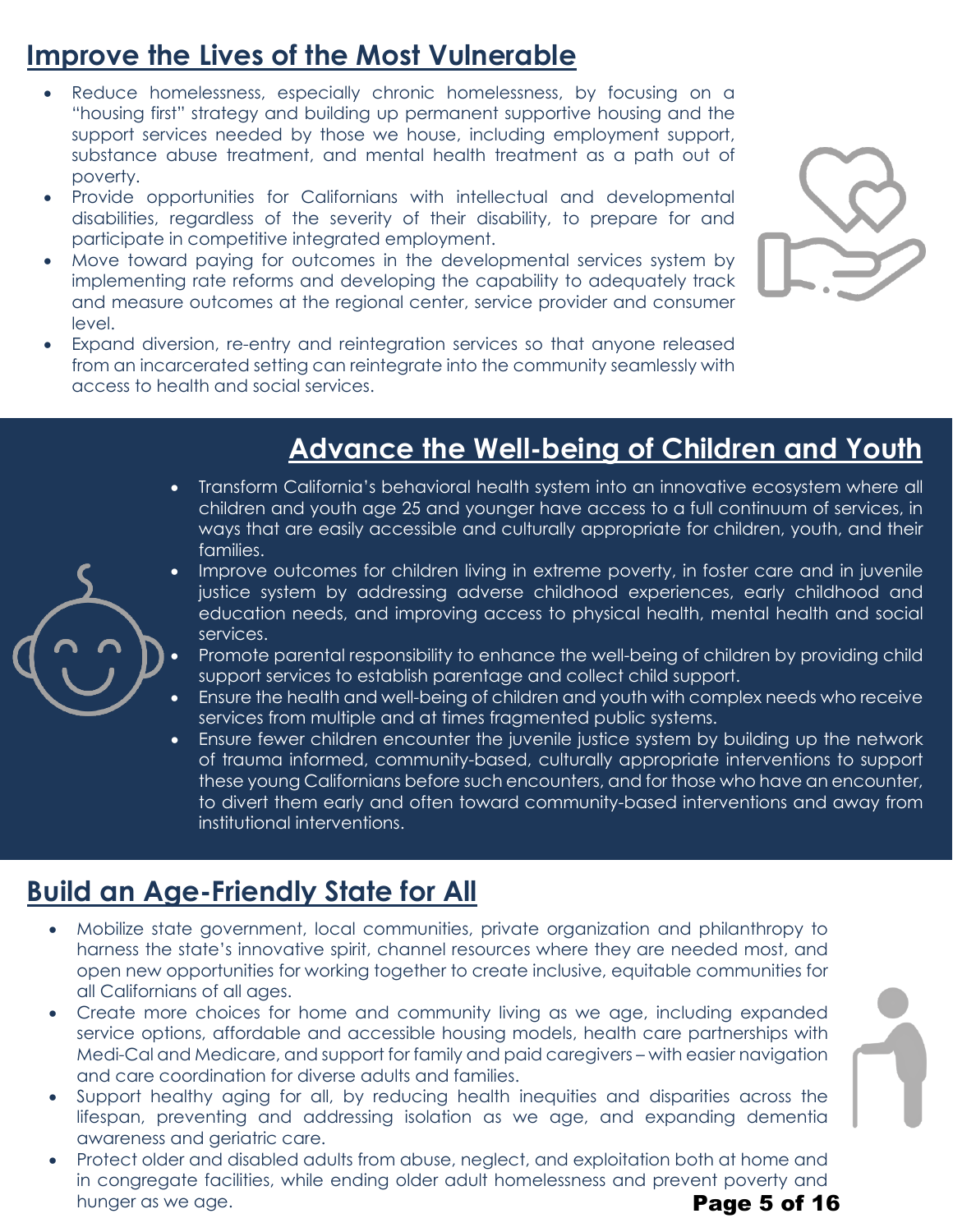## Improve the Lives of the Most Vulnerable

- Reduce homelessness, especially chronic homelessness, by focusing on a "housing first" strategy and building up permanent supportive housing and the support services needed by those we house, including employment support, substance abuse treatment, and mental health treatment as a path out of poverty.
- Provide opportunities for Californians with intellectual and developmental disabilities, regardless of the severity of their disability, to prepare for and participate in competitive integrated employment.
- Move toward paying for outcomes in the developmental services system by implementing rate reforms and developing the capability to adequately track and measure outcomes at the regional center, service provider and consumer level.
- Expand diversion, re-entry and reintegration services so that anyone released from an incarcerated setting can reintegrate into the community seamlessly with access to health and social services.

## Advance the Well-being of Children and Youth

- Transform California's behavioral health system into an innovative ecosystem where all children and youth age 25 and younger have access to a full continuum of services, in ways that are easily accessible and culturally appropriate for children, youth, and their families.
- Improve outcomes for children living in extreme poverty, in foster care and in juvenile justice system by addressing adverse childhood experiences, early childhood and education needs, and improving access to physical health, mental health and social services.
- Promote parental responsibility to enhance the well-being of children by providing child support services to establish parentage and collect child support.
- Ensure the health and well-being of children and youth with complex needs who receive services from multiple and at times fragmented public systems.
- Ensure fewer children encounter the juvenile justice system by building up the network of trauma informed, community-based, culturally appropriate interventions to support these young Californians before such encounters, and for those who have an encounter, to divert them early and often toward community-based interventions and away from institutional interventions.

## Build an Age-Friendly State for All

- Mobilize state government, local communities, private organization and philanthropy to harness the state's innovative spirit, channel resources where they are needed most, and open new opportunities for working together to create inclusive, equitable communities for all Californians of all ages.
- Create more choices for home and community living as we age, including expanded service options, affordable and accessible housing models, health care partnerships with Medi-Cal and Medicare, and support for family and paid caregivers – with easier navigation and care coordination for diverse adults and families.
- Support healthy aging for all, by reducing health inequities and disparities across the lifespan, preventing and addressing isolation as we age, and expanding dementia awareness and geriatric care.
- Protect older and disabled adults from abuse, neglect, and exploitation both at home and in congregate facilities, while ending older adult homelessness and prevent poverty and hunger as we age.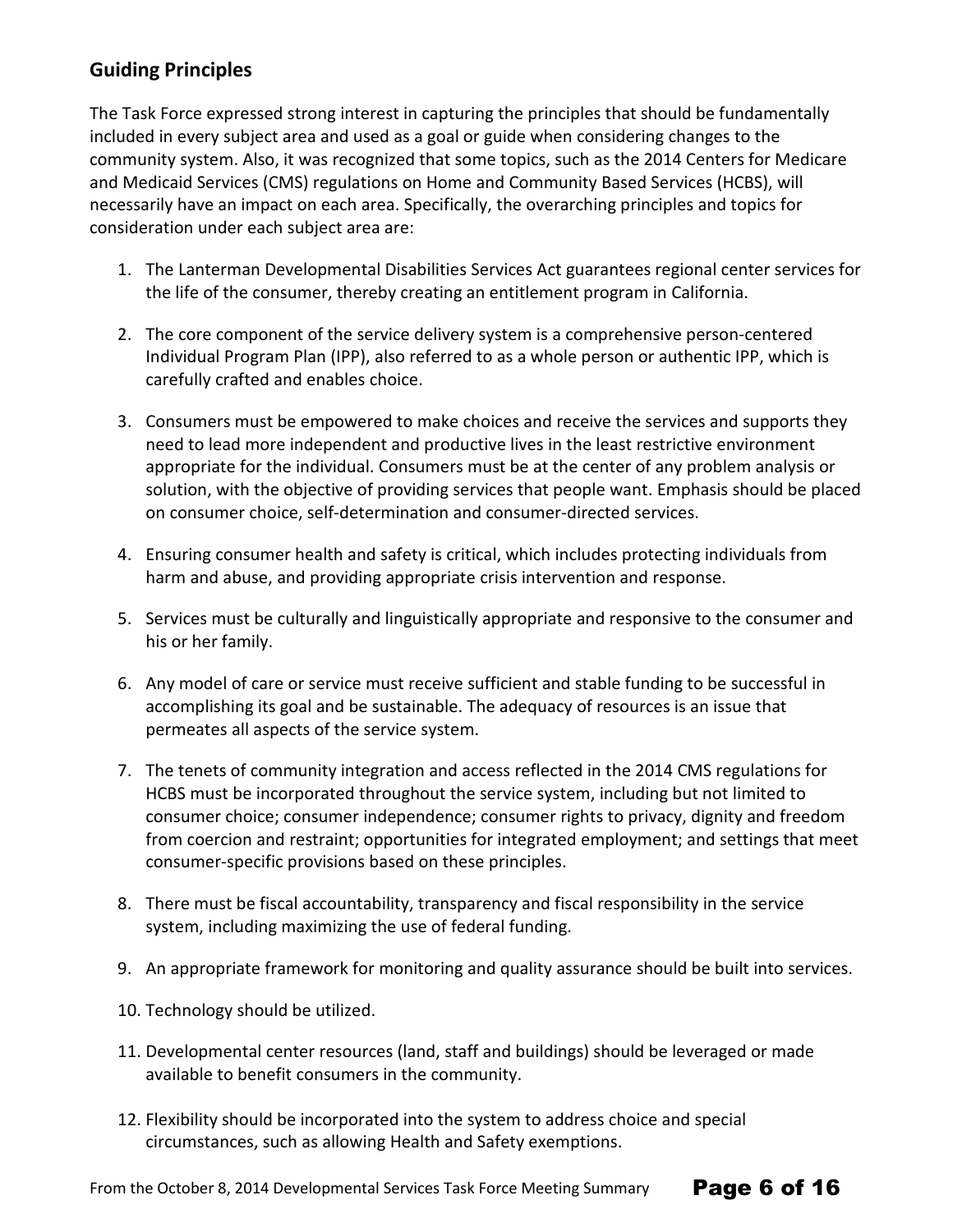## Guiding Principles

The Task Force expressed strong interest in capturing the principles that should be fundamentally included in every subject area and used as a goal or guide when considering changes to the community system. Also, it was recognized that some topics, such as the 2014 Centers for Medicare and Medicaid Services (CMS) regulations on Home and Community Based Services (HCBS), will necessarily have an impact on each area. Specifically, the overarching principles and topics for consideration under each subject area are:

1. The Lanterman Developmental Disabilities Services Act guarantees regional center services for the life of the consumer, thereby creating an entitlement program in California.

2. The core component of the service delivery system is a comprehensive person-centered Individual Program Plan (IPP), also referred to as a whole person or authentic IPP, which is carefully crafted and enables choice.

3. Consumers must be empowered to make choices and receive the services and supports they need to lead more independent and productive lives in the least restrictive environment appropriate for the individual. Consumers must be at the center of any problem analysis or solution, with the objective of providing services that people want. Emphasis should be placed on consumer choice, self-determination and consumer-directed services.

4. Ensuring consumer health and safety is critical, which includes protecting individuals from harm and abuse, and providing appropriate crisis intervention and response.

5. Services must be culturally and linguistically appropriate and responsive to the consumer and his or her family.

6. Any model of care or service must receive sufficient and stable funding to be successful in accomplishing its goal and be sustainable. The adequacy of resources is an issue that permeates all aspects of the service system.

7. The tenets of community integration and access reflected in the 2014 CMS regulations for HCBS must be incorporated throughout the service system, including but not limited to consumer choice; consumer independence; consumer rights to privacy, dignity and freedom from coercion and restraint; opportunities for integrated employment; and settings that meet consumer-specific provisions based on these principles.

8. There must be fiscal accountability, transparency and fiscal responsibility in the service system, including maximizing the use of federal funding.

9. An appropriate framework for monitoring and quality assurance should be built into services.

10. Technology should be utilized.

11. Developmental center resources (land, staff and buildings) should be leveraged or made available to benefit consumers in the community.

12. Flexibility should be incorporated into the system to address choice and special circumstances, such as allowing Health and Safety exemptions.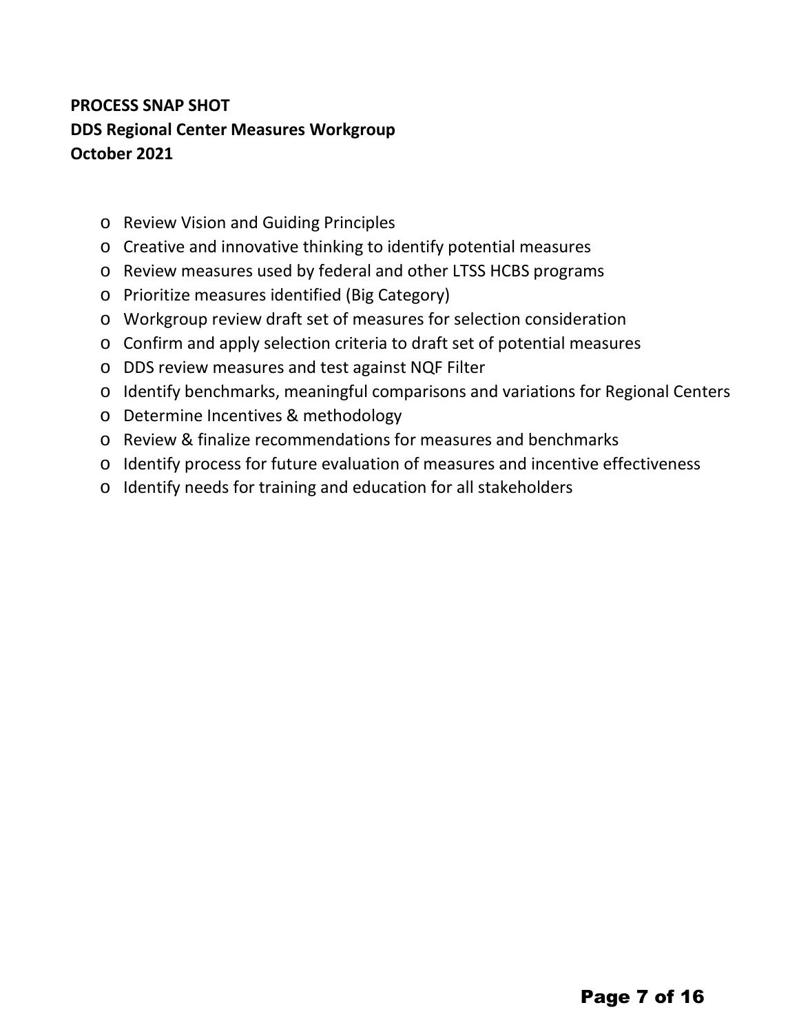**PROCESS SNAP SHOT**
**DDS Regional Center Measures Workgroup**
**October 2021**

- Review Vision and Guiding Principles
- Creative and innovative thinking to identify potential measures
- Review measures used by federal and other LTSS HCBS programs
- Prioritize measures identified (Big Category)
- Workgroup review draft set of measures for selection consideration
- Confirm and apply selection criteria to draft set of potential measures
- DDS review measures and test against NQF Filter
- Identify benchmarks, meaningful comparisons and variations for Regional Centers
- Determine Incentives & methodology
- Review & finalize recommendations for measures and benchmarks
- Identify process for future evaluation of measures and incentive effectiveness
- Identify needs for training and education for all stakeholders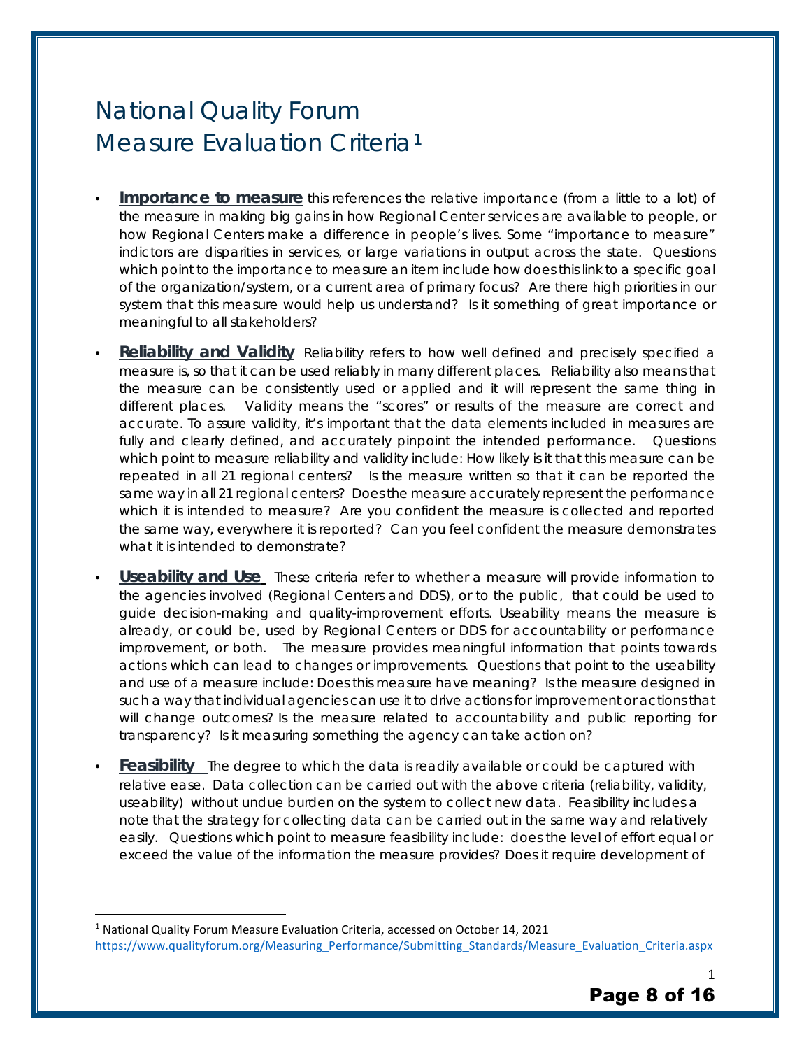# National Quality Forum Measure Evaluation Criteria[1]

- **Importance to measure** this references the relative importance (from a little to a lot) of the measure in making big gains in how Regional Center services are available to people, or how Regional Centers make a difference in people's lives. Some "importance to measure" indictors are disparities in services, or large variations in output across the state. Questions which point to the importance to measure an item include how does this link to a specific goal of the organization/system, or a current area of primary focus? Are there high priorities in our system that this measure would help us understand? Is it something of great importance or meaningful to all stakeholders?

- **Reliability and Validity** Reliability refers to how well defined and precisely specified a measure is, so that it can be used reliably in many different places. Reliability also means that the measure can be consistently used or applied and it will represent the same thing in different places. Validity means the "scores" or results of the measure are correct and accurate. To assure validity, it's important that the data elements included in measures are fully and clearly defined, and accurately pinpoint the intended performance. Questions which point to measure reliability and validity include: How likely is it that this measure can be repeated in all 21 regional centers? Is the measure written so that it can be reported the same way in all 21 regional centers? Does the measure accurately represent the performance which it is intended to measure? Are you confident the measure is collected and reported the same way, everywhere it is reported? Can you feel confident the measure demonstrates what it is intended to demonstrate?

- **Useability and Use** These criteria refer to whether a measure will provide information to the agencies involved (Regional Centers and DDS), or to the public, that could be used to guide decision-making and quality-improvement efforts. Useability means the measure is already, or could be, used by Regional Centers or DDS for accountability or performance improvement, or both. The measure provides meaningful information that points towards actions which can lead to changes or improvements. Questions that point to the useability and use of a measure include: Does this measure have meaning? Is the measure designed in such a way that individual agencies can use it to drive actions for improvement or actions that will change outcomes? Is the measure related to accountability and public reporting for transparency? Is it measuring something the agency can take action on?

- **Feasibility** The degree to which the data is readily available or could be captured with relative ease. Data collection can be carried out with the above criteria (reliability, validity, useability) without undue burden on the system to collect new data. Feasibility includes a note that the strategy for collecting data can be carried out in the same way and relatively easily. Questions which point to measure feasibility include: does the level of effort equal or exceed the value of the information the measure provides? Does it require development of

---

[1] National Quality Forum Measure Evaluation Criteria, accessed on October 14, 2021 https://www.qualityforum.org/Measuring_Performance/Submitting_Standards/Measure_Evaluation_Criteria.aspx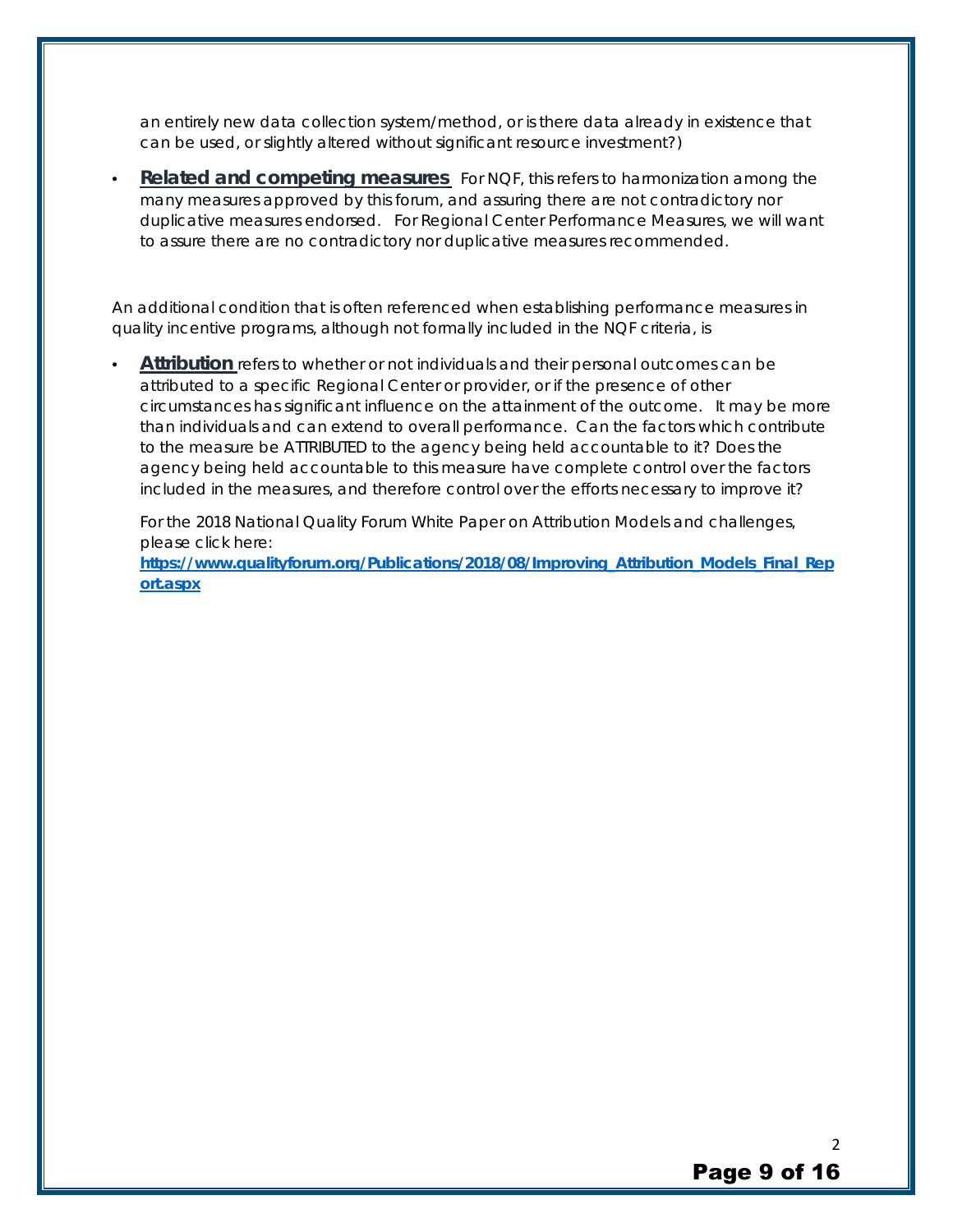an entirely new data collection system/method, or is there data already in existence that can be used, or slightly altered without significant resource investment?)

- **Related and competing measures** For NQF, this refers to harmonization among the many measures approved by this forum, and assuring there are not contradictory nor duplicative measures endorsed. For Regional Center Performance Measures, we will want to assure there are no contradictory nor duplicative measures recommended.

An additional condition that is often referenced when establishing performance measures in quality incentive programs, although not formally included in the NQF criteria, is

- **Attribution** refers to whether or not individuals and their personal outcomes can be attributed to a specific Regional Center or provider, or if the presence of other circumstances has significant influence on the attainment of the outcome. It may be more than individuals and can extend to overall performance. Can the factors which contribute to the measure be ATTRIBUTED to the agency being held accountable to it? Does the agency being held accountable to this measure have complete control over the factors included in the measures, and therefore control over the efforts necessary to improve it?

  For the 2018 National Quality Forum White Paper on Attribution Models and challenges, please click here: [https://www.qualityforum.org/Publications/2018/08/Improving_Attribution_Models_Final_Report.aspx](https://www.qualityforum.org/Publications/2018/08/Improving_Attribution_Models_Final_Report.aspx)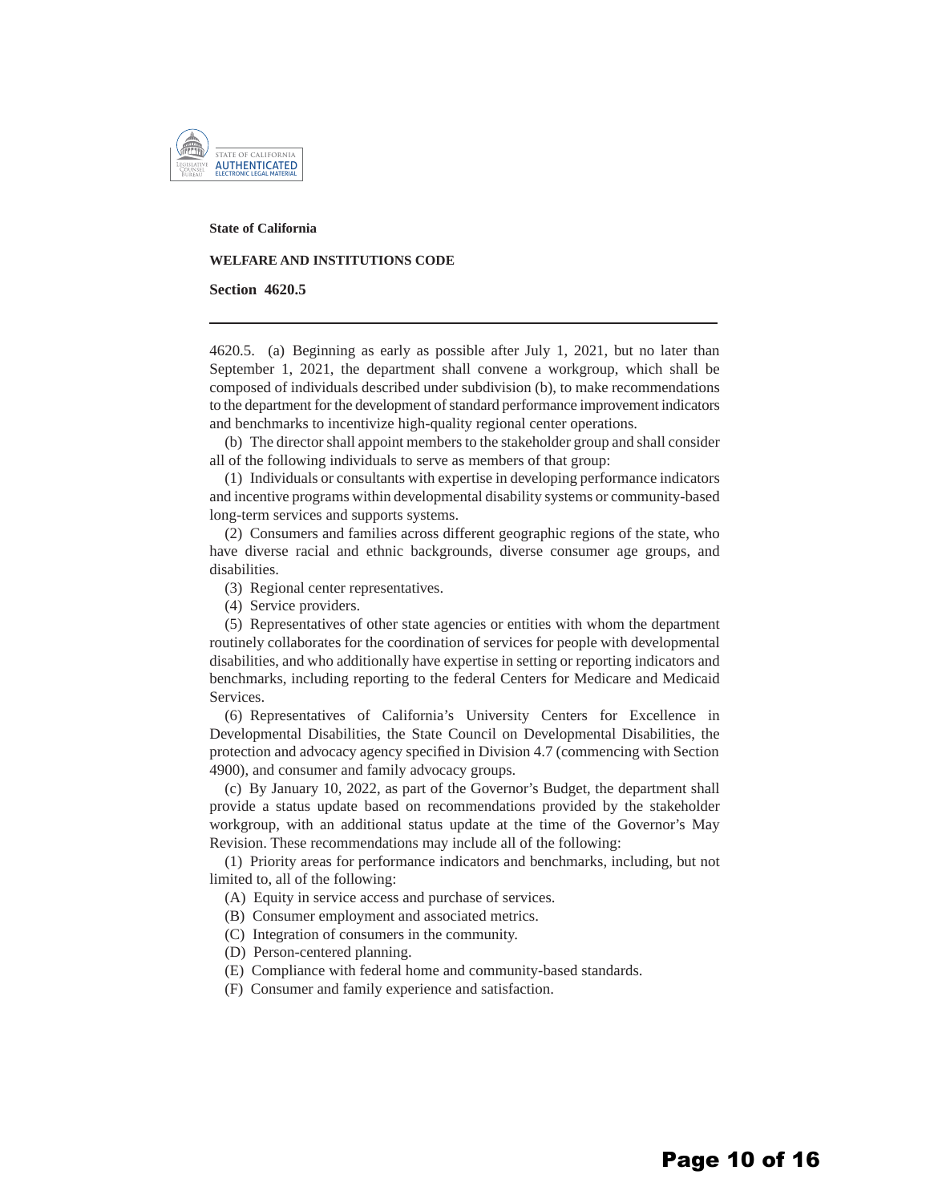State of California

**WELFARE AND INSTITUTIONS CODE**

**Section 4620.5**

---

4620.5. (a) Beginning as early as possible after July 1, 2021, but no later than September 1, 2021, the department shall convene a workgroup, which shall be composed of individuals described under subdivision (b), to make recommendations to the department for the development of standard performance improvement indicators and benchmarks to incentivize high-quality regional center operations.

(b) The director shall appoint members to the stakeholder group and shall consider all of the following individuals to serve as members of that group:

(1) Individuals or consultants with expertise in developing performance indicators and incentive programs within developmental disability systems or community-based long-term services and supports systems.

(2) Consumers and families across different geographic regions of the state, who have diverse racial and ethnic backgrounds, diverse consumer age groups, and disabilities.

(3) Regional center representatives.

(4) Service providers.

(5) Representatives of other state agencies or entities with whom the department routinely collaborates for the coordination of services for people with developmental disabilities, and who additionally have expertise in setting or reporting indicators and benchmarks, including reporting to the federal Centers for Medicare and Medicaid Services.

(6) Representatives of California's University Centers for Excellence in Developmental Disabilities, the State Council on Developmental Disabilities, the protection and advocacy agency specified in Division 4.7 (commencing with Section 4900), and consumer and family advocacy groups.

(c) By January 10, 2022, as part of the Governor's Budget, the department shall provide a status update based on recommendations provided by the stakeholder workgroup, with an additional status update at the time of the Governor's May Revision. These recommendations may include all of the following:

(1) Priority areas for performance indicators and benchmarks, including, but not limited to, all of the following:

(A) Equity in service access and purchase of services.

(B) Consumer employment and associated metrics.

(C) Integration of consumers in the community.

(D) Person-centered planning.

(E) Compliance with federal home and community-based standards.

(F) Consumer and family experience and satisfaction.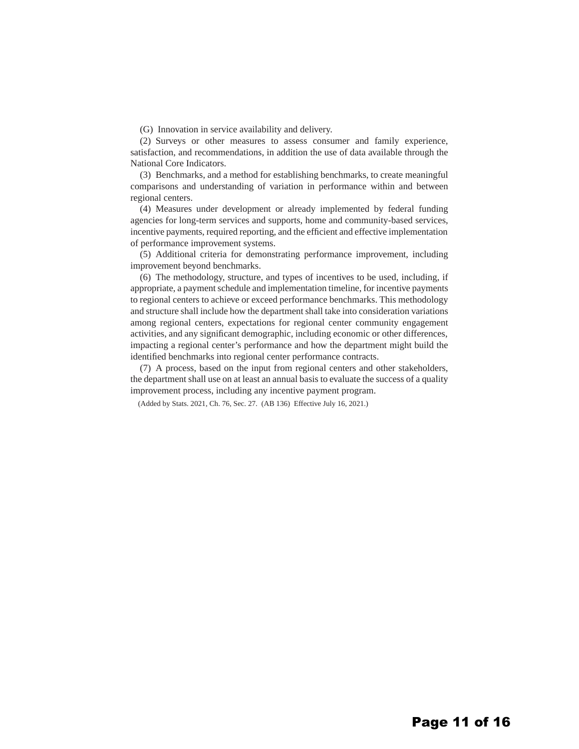(G) Innovation in service availability and delivery.

(2) Surveys or other measures to assess consumer and family experience, satisfaction, and recommendations, in addition the use of data available through the National Core Indicators.

(3) Benchmarks, and a method for establishing benchmarks, to create meaningful comparisons and understanding of variation in performance within and between regional centers.

(4) Measures under development or already implemented by federal funding agencies for long-term services and supports, home and community-based services, incentive payments, required reporting, and the efficient and effective implementation of performance improvement systems.

(5) Additional criteria for demonstrating performance improvement, including improvement beyond benchmarks.

(6) The methodology, structure, and types of incentives to be used, including, if appropriate, a payment schedule and implementation timeline, for incentive payments to regional centers to achieve or exceed performance benchmarks. This methodology and structure shall include how the department shall take into consideration variations among regional centers, expectations for regional center community engagement activities, and any significant demographic, including economic or other differences, impacting a regional center's performance and how the department might build the identified benchmarks into regional center performance contracts.

(7) A process, based on the input from regional centers and other stakeholders, the department shall use on at least an annual basis to evaluate the success of a quality improvement process, including any incentive payment program.

(Added by Stats. 2021, Ch. 76, Sec. 27. (AB 136) Effective July 16, 2021.)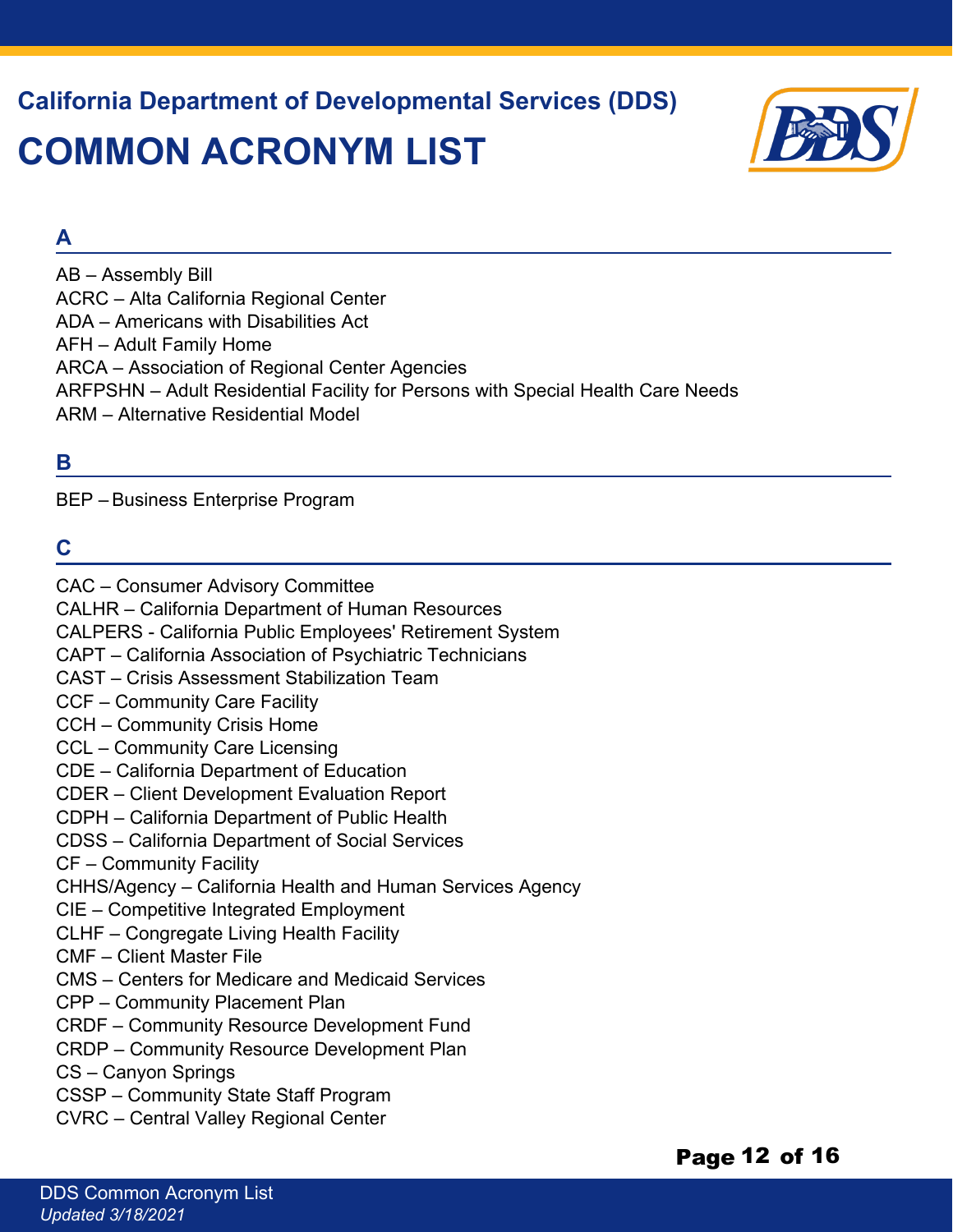California Department of Developmental Services (DDS)

# COMMON ACRONYM LIST

## A

AB – Assembly Bill
ACRC – Alta California Regional Center
ADA – Americans with Disabilities Act
AFH – Adult Family Home
ARCA – Association of Regional Center Agencies
ARFPSHN – Adult Residential Facility for Persons with Special Health Care Needs
ARM – Alternative Residential Model

## B

BEP – Business Enterprise Program

## C

CAC – Consumer Advisory Committee
CALHR – California Department of Human Resources
CALPERS - California Public Employees' Retirement System
CAPT – California Association of Psychiatric Technicians
CAST – Crisis Assessment Stabilization Team
CCF – Community Care Facility
CCH – Community Crisis Home
CCL – Community Care Licensing
CDE – California Department of Education
CDER – Client Development Evaluation Report
CDPH – California Department of Public Health
CDSS – California Department of Social Services
CF – Community Facility
CHHS/Agency – California Health and Human Services Agency
CIE – Competitive Integrated Employment
CLHF – Congregate Living Health Facility
CMF – Client Master File
CMS – Centers for Medicare and Medicaid Services
CPP – Community Placement Plan
CRDF – Community Resource Development Fund
CRDP – Community Resource Development Plan
CS – Canyon Springs
CSSP – Community State Staff Program
CVRC – Central Valley Regional Center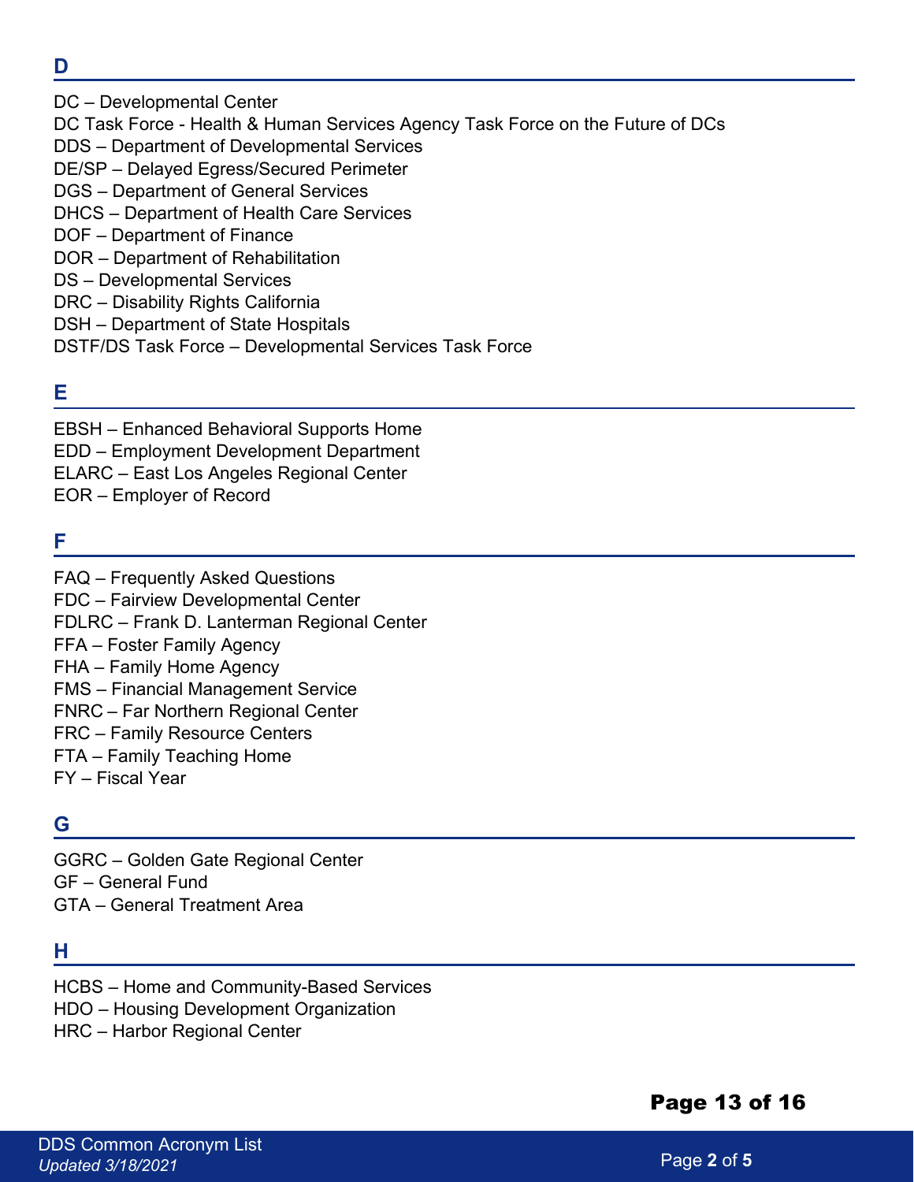## D

DC – Developmental Center
DC Task Force - Health & Human Services Agency Task Force on the Future of DCs
DDS – Department of Developmental Services
DE/SP – Delayed Egress/Secured Perimeter
DGS – Department of General Services
DHCS – Department of Health Care Services
DOF – Department of Finance
DOR – Department of Rehabilitation
DS – Developmental Services
DRC – Disability Rights California
DSH – Department of State Hospitals
DSTF/DS Task Force – Developmental Services Task Force

## E

EBSH – Enhanced Behavioral Supports Home
EDD – Employment Development Department
ELARC – East Los Angeles Regional Center
EOR – Employer of Record

## F

FAQ – Frequently Asked Questions
FDC – Fairview Developmental Center
FDLRC – Frank D. Lanterman Regional Center
FFA – Foster Family Agency
FHA – Family Home Agency
FMS – Financial Management Service
FNRC – Far Northern Regional Center
FRC – Family Resource Centers
FTA – Family Teaching Home
FY – Fiscal Year

## G

GGRC – Golden Gate Regional Center
GF – General Fund
GTA – General Treatment Area

## H

HCBS – Home and Community-Based Services
HDO – Housing Development Organization
HRC – Harbor Regional Center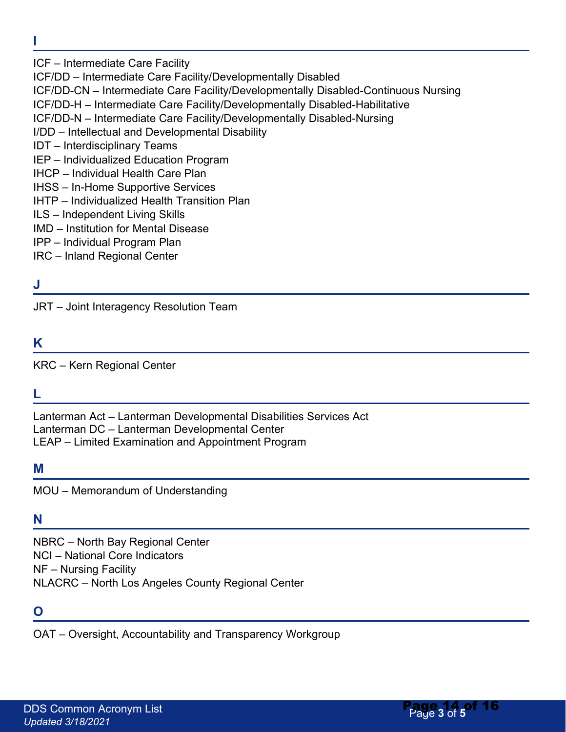## I

ICF – Intermediate Care Facility
ICF/DD – Intermediate Care Facility/Developmentally Disabled
ICF/DD-CN – Intermediate Care Facility/Developmentally Disabled-Continuous Nursing
ICF/DD-H – Intermediate Care Facility/Developmentally Disabled-Habilitative
ICF/DD-N – Intermediate Care Facility/Developmentally Disabled-Nursing
I/DD – Intellectual and Developmental Disability
IDT – Interdisciplinary Teams
IEP – Individualized Education Program
IHCP – Individual Health Care Plan
IHSS – In-Home Supportive Services
IHTP – Individualized Health Transition Plan
ILS – Independent Living Skills
IMD – Institution for Mental Disease
IPP – Individual Program Plan
IRC – Inland Regional Center

## J

JRT – Joint Interagency Resolution Team

## K

KRC – Kern Regional Center

## L

Lanterman Act – Lanterman Developmental Disabilities Services Act
Lanterman DC – Lanterman Developmental Center
LEAP – Limited Examination and Appointment Program

## M

MOU – Memorandum of Understanding

## N

NBRC – North Bay Regional Center
NCI – National Core Indicators
NF – Nursing Facility
NLACRC – North Los Angeles County Regional Center

## O

OAT – Oversight, Accountability and Transparency Workgroup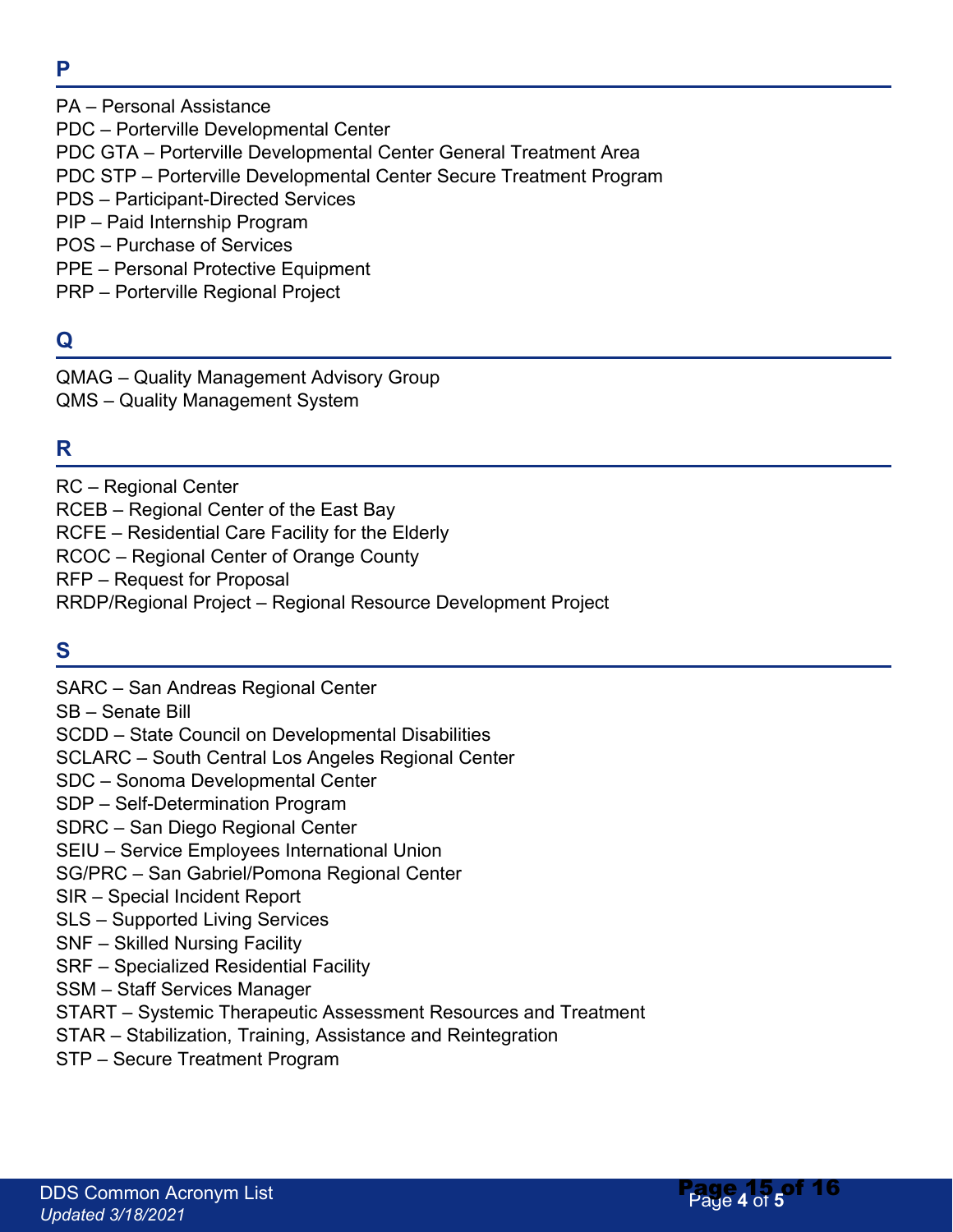## P

PA – Personal Assistance
PDC – Porterville Developmental Center
PDC GTA – Porterville Developmental Center General Treatment Area
PDC STP – Porterville Developmental Center Secure Treatment Program
PDS – Participant-Directed Services
PIP – Paid Internship Program
POS – Purchase of Services
PPE – Personal Protective Equipment
PRP – Porterville Regional Project

## Q

QMAG – Quality Management Advisory Group
QMS – Quality Management System

## R

RC – Regional Center
RCEB – Regional Center of the East Bay
RCFE – Residential Care Facility for the Elderly
RCOC – Regional Center of Orange County
RFP – Request for Proposal
RRDP/Regional Project – Regional Resource Development Project

## S

SARC – San Andreas Regional Center
SB – Senate Bill
SCDD – State Council on Developmental Disabilities
SCLARC – South Central Los Angeles Regional Center
SDC – Sonoma Developmental Center
SDP – Self-Determination Program
SDRC – San Diego Regional Center
SEIU – Service Employees International Union
SG/PRC – San Gabriel/Pomona Regional Center
SIR – Special Incident Report
SLS – Supported Living Services
SNF – Skilled Nursing Facility
SRF – Specialized Residential Facility
SSM – Staff Services Manager
START – Systemic Therapeutic Assessment Resources and Treatment
STAR – Stabilization, Training, Assistance and Reintegration
STP – Secure Treatment Program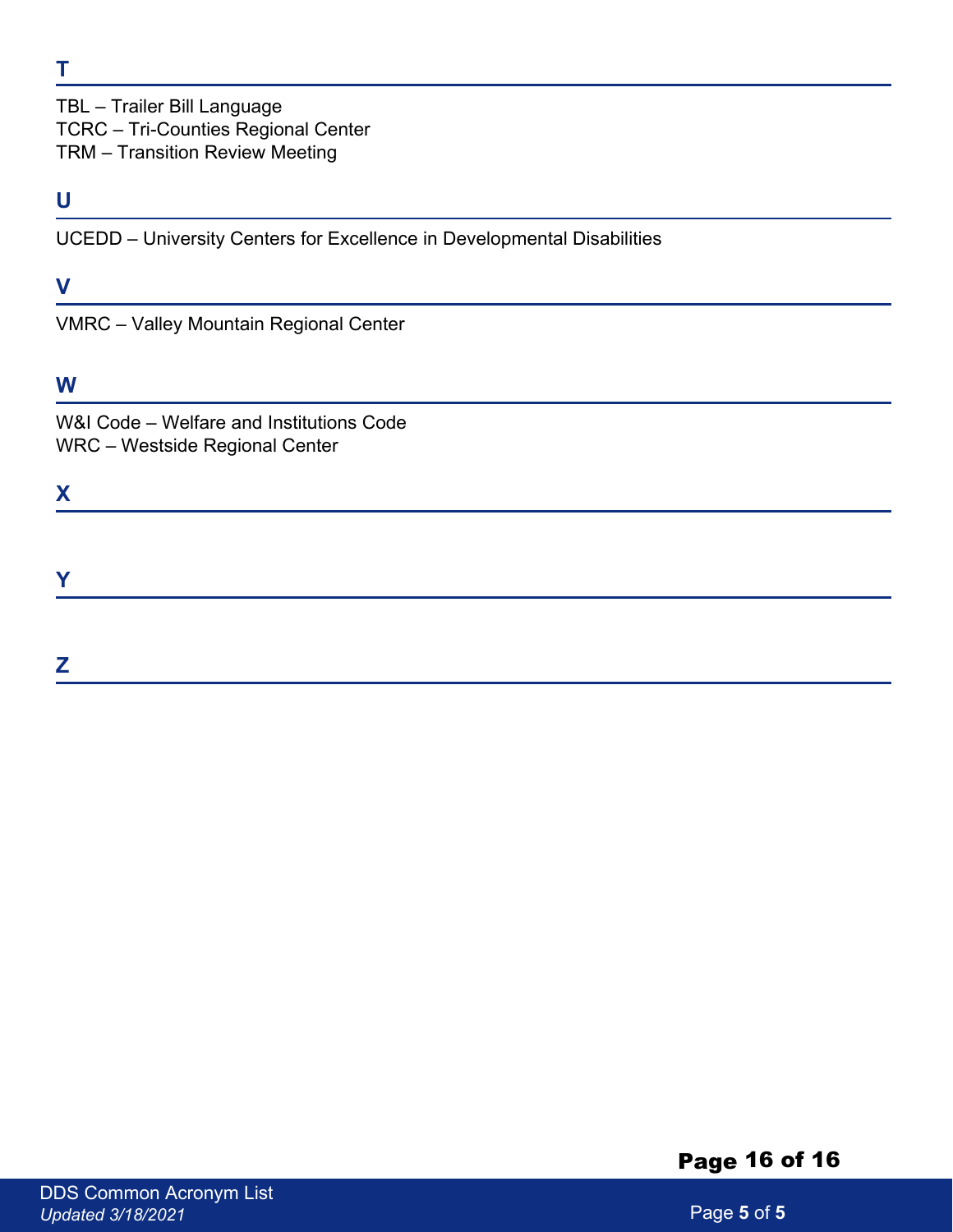## T

TBL – Trailer Bill Language
TCRC – Tri-Counties Regional Center
TRM – Transition Review Meeting

## U

UCEDD – University Centers for Excellence in Developmental Disabilities

## V

VMRC – Valley Mountain Regional Center

## W

W&I Code – Welfare and Institutions Code
WRC – Westside Regional Center

## X

## Y

## Z